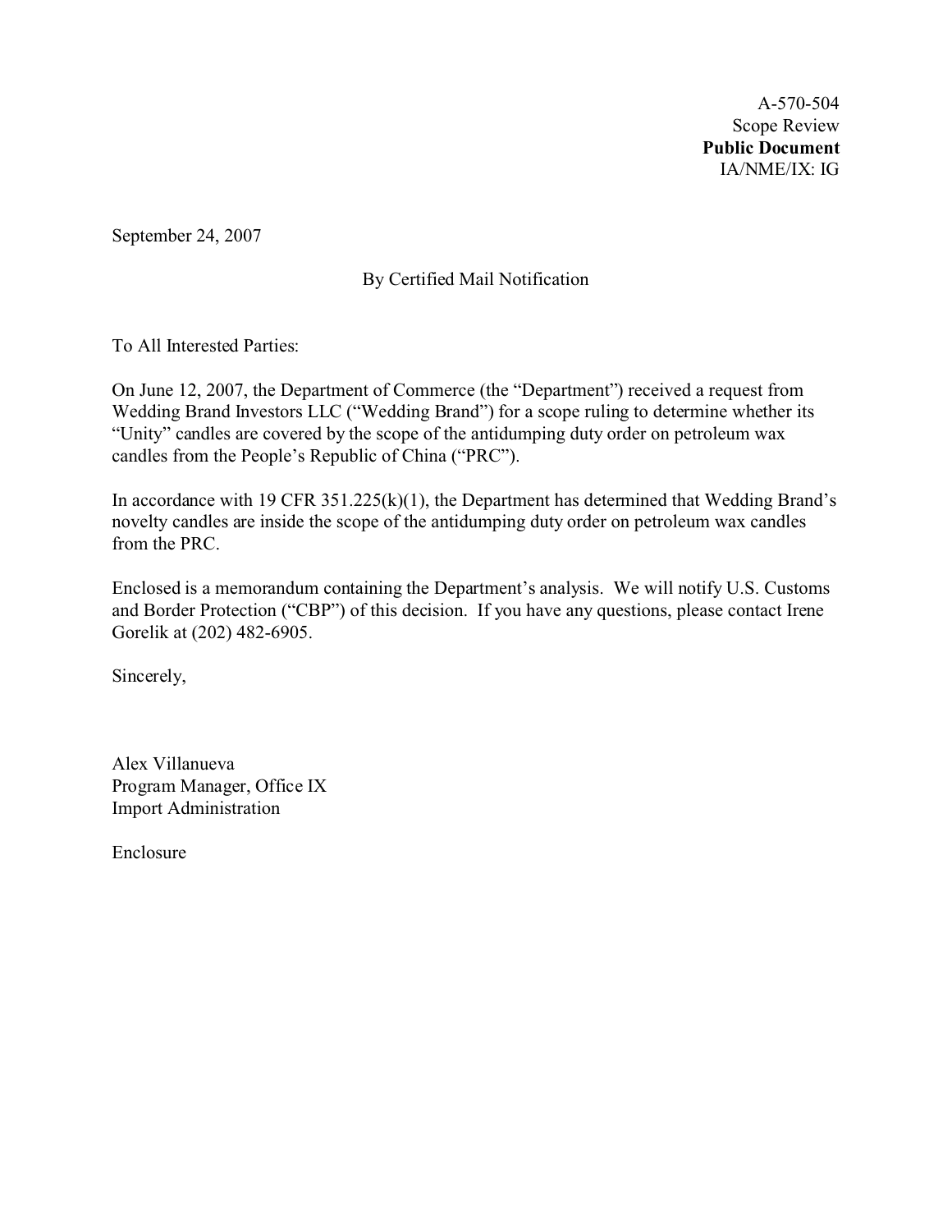A-570-504
Scope Review
**Public Document**
IA/NME/IX: IG

September 24, 2007

By Certified Mail Notification

To All Interested Parties:

On June 12, 2007, the Department of Commerce (the "Department") received a request from Wedding Brand Investors LLC ("Wedding Brand") for a scope ruling to determine whether its "Unity" candles are covered by the scope of the antidumping duty order on petroleum wax candles from the People's Republic of China ("PRC").

In accordance with 19 CFR 351.225(k)(1), the Department has determined that Wedding Brand's novelty candles are inside the scope of the antidumping duty order on petroleum wax candles from the PRC.

Enclosed is a memorandum containing the Department's analysis. We will notify U.S. Customs and Border Protection ("CBP") of this decision. If you have any questions, please contact Irene Gorelik at (202) 482-6905.

Sincerely,

Alex Villanueva
Program Manager, Office IX
Import Administration

Enclosure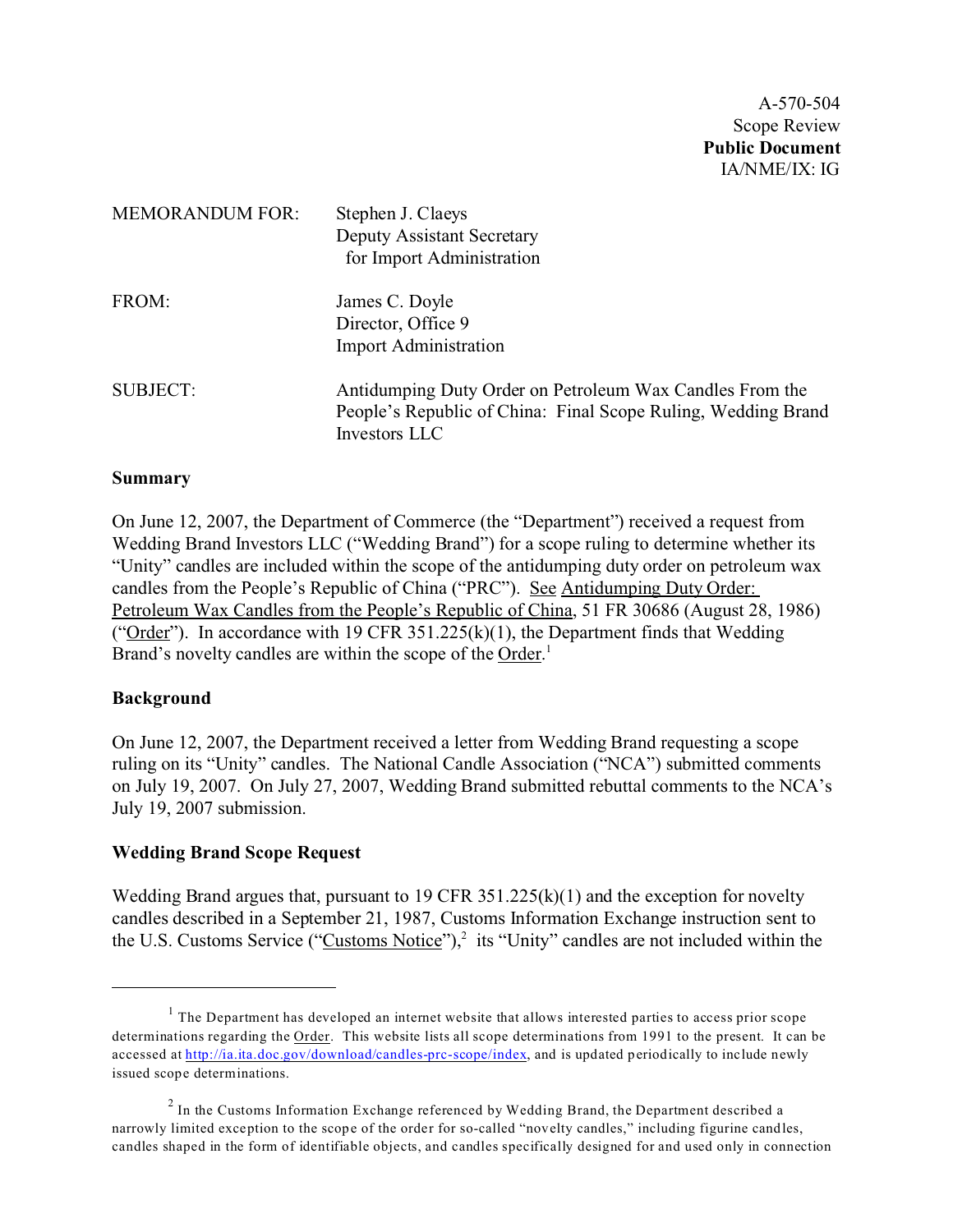A-570-504
Scope Review
**Public Document**
IA/NME/IX: IG

| | |
|---|---|
| MEMORANDUM FOR: | Stephen J. Claeys<br>Deputy Assistant Secretary<br>for Import Administration |
| FROM: | James C. Doyle<br>Director, Office 9<br>Import Administration |
| SUBJECT: | Antidumping Duty Order on Petroleum Wax Candles From the People's Republic of China: Final Scope Ruling, Wedding Brand Investors LLC |

## Summary

On June 12, 2007, the Department of Commerce (the "Department") received a request from Wedding Brand Investors LLC ("Wedding Brand") for a scope ruling to determine whether its "Unity" candles are included within the scope of the antidumping duty order on petroleum wax candles from the People's Republic of China ("PRC"). See Antidumping Duty Order: Petroleum Wax Candles from the People's Republic of China, 51 FR 30686 (August 28, 1986) ("Order"). In accordance with 19 CFR 351.225(k)(1), the Department finds that Wedding Brand's novelty candles are within the scope of the Order.[1]

## Background

On June 12, 2007, the Department received a letter from Wedding Brand requesting a scope ruling on its "Unity" candles. The National Candle Association ("NCA") submitted comments on July 19, 2007. On July 27, 2007, Wedding Brand submitted rebuttal comments to the NCA's July 19, 2007 submission.

## Wedding Brand Scope Request

Wedding Brand argues that, pursuant to 19 CFR 351.225(k)(1) and the exception for novelty candles described in a September 21, 1987, Customs Information Exchange instruction sent to the U.S. Customs Service ("Customs Notice"),[2] its "Unity" candles are not included within the

---

[1] The Department has developed an internet website that allows interested parties to access prior scope determinations regarding the Order. This website lists all scope determinations from 1991 to the present. It can be accessed at http://ia.ita.doc.gov/download/candles-prc-scope/index, and is updated periodically to include newly issued scope determinations.

[2] In the Customs Information Exchange referenced by Wedding Brand, the Department described a narrowly limited exception to the scope of the order for so-called "novelty candles," including figurine candles, candles shaped in the form of identifiable objects, and candles specifically designed for and used only in connection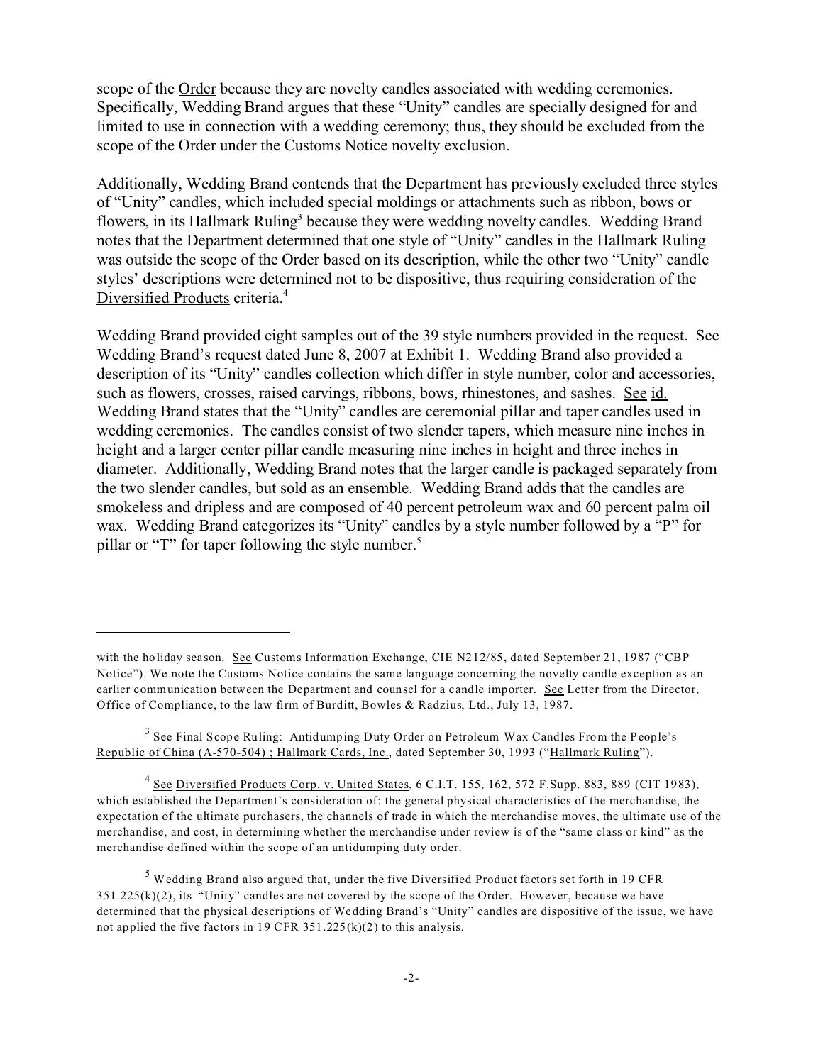scope of the Order because they are novelty candles associated with wedding ceremonies. Specifically, Wedding Brand argues that these "Unity" candles are specially designed for and limited to use in connection with a wedding ceremony; thus, they should be excluded from the scope of the Order under the Customs Notice novelty exclusion.

Additionally, Wedding Brand contends that the Department has previously excluded three styles of "Unity" candles, which included special moldings or attachments such as ribbon, bows or flowers, in its Hallmark Ruling[3] because they were wedding novelty candles. Wedding Brand notes that the Department determined that one style of "Unity" candles in the Hallmark Ruling was outside the scope of the Order based on its description, while the other two "Unity" candle styles' descriptions were determined not to be dispositive, thus requiring consideration of the Diversified Products criteria.[4]

Wedding Brand provided eight samples out of the 39 style numbers provided in the request. See Wedding Brand's request dated June 8, 2007 at Exhibit 1. Wedding Brand also provided a description of its "Unity" candles collection which differ in style number, color and accessories, such as flowers, crosses, raised carvings, ribbons, bows, rhinestones, and sashes. See id. Wedding Brand states that the "Unity" candles are ceremonial pillar and taper candles used in wedding ceremonies. The candles consist of two slender tapers, which measure nine inches in height and a larger center pillar candle measuring nine inches in height and three inches in diameter. Additionally, Wedding Brand notes that the larger candle is packaged separately from the two slender candles, but sold as an ensemble. Wedding Brand adds that the candles are smokeless and dripless and are composed of 40 percent petroleum wax and 60 percent palm oil wax. Wedding Brand categorizes its "Unity" candles by a style number followed by a "P" for pillar or "T" for taper following the style number.[5]

---

with the holiday season. See Customs Information Exchange, CIE N212/85, dated September 21, 1987 ("CBP Notice"). We note the Customs Notice contains the same language concerning the novelty candle exception as an earlier communication between the Department and counsel for a candle importer. See Letter from the Director, Office of Compliance, to the law firm of Burditt, Bowles & Radzius, Ltd., July 13, 1987.

[3] See Final Scope Ruling: Antidumping Duty Order on Petroleum Wax Candles From the People's Republic of China (A-570-504) ; Hallmark Cards, Inc., dated September 30, 1993 ("Hallmark Ruling").

[4] See Diversified Products Corp. v. United States, 6 C.I.T. 155, 162, 572 F.Supp. 883, 889 (CIT 1983), which established the Department's consideration of: the general physical characteristics of the merchandise, the expectation of the ultimate purchasers, the channels of trade in which the merchandise moves, the ultimate use of the merchandise, and cost, in determining whether the merchandise under review is of the "same class or kind" as the merchandise defined within the scope of an antidumping duty order.

[5] Wedding Brand also argued that, under the five Diversified Product factors set forth in 19 CFR 351.225(k)(2), its "Unity" candles are not covered by the scope of the Order. However, because we have determined that the physical descriptions of Wedding Brand's "Unity" candles are dispositive of the issue, we have not applied the five factors in 19 CFR 351.225(k)(2) to this analysis.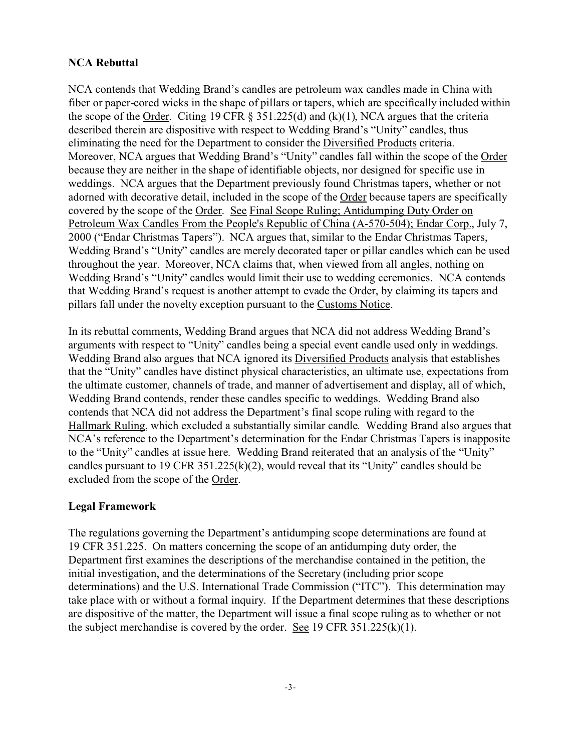**NCA Rebuttal**

NCA contends that Wedding Brand's candles are petroleum wax candles made in China with fiber or paper-cored wicks in the shape of pillars or tapers, which are specifically included within the scope of the Order. Citing 19 CFR § 351.225(d) and (k)(1), NCA argues that the criteria described therein are dispositive with respect to Wedding Brand's "Unity" candles, thus eliminating the need for the Department to consider the Diversified Products criteria. Moreover, NCA argues that Wedding Brand's "Unity" candles fall within the scope of the Order because they are neither in the shape of identifiable objects, nor designed for specific use in weddings. NCA argues that the Department previously found Christmas tapers, whether or not adorned with decorative detail, included in the scope of the Order because tapers are specifically covered by the scope of the Order. See Final Scope Ruling; Antidumping Duty Order on Petroleum Wax Candles From the People's Republic of China (A-570-504); Endar Corp., July 7, 2000 ("Endar Christmas Tapers"). NCA argues that, similar to the Endar Christmas Tapers, Wedding Brand's "Unity" candles are merely decorated taper or pillar candles which can be used throughout the year. Moreover, NCA claims that, when viewed from all angles, nothing on Wedding Brand's "Unity" candles would limit their use to wedding ceremonies. NCA contends that Wedding Brand's request is another attempt to evade the Order, by claiming its tapers and pillars fall under the novelty exception pursuant to the Customs Notice.

In its rebuttal comments, Wedding Brand argues that NCA did not address Wedding Brand's arguments with respect to "Unity" candles being a special event candle used only in weddings. Wedding Brand also argues that NCA ignored its Diversified Products analysis that establishes that the "Unity" candles have distinct physical characteristics, an ultimate use, expectations from the ultimate customer, channels of trade, and manner of advertisement and display, all of which, Wedding Brand contends, render these candles specific to weddings. Wedding Brand also contends that NCA did not address the Department's final scope ruling with regard to the Hallmark Ruling, which excluded a substantially similar candle. Wedding Brand also argues that NCA's reference to the Department's determination for the Endar Christmas Tapers is inapposite to the "Unity" candles at issue here. Wedding Brand reiterated that an analysis of the "Unity" candles pursuant to 19 CFR 351.225(k)(2), would reveal that its "Unity" candles should be excluded from the scope of the Order.

**Legal Framework**

The regulations governing the Department's antidumping scope determinations are found at 19 CFR 351.225. On matters concerning the scope of an antidumping duty order, the Department first examines the descriptions of the merchandise contained in the petition, the initial investigation, and the determinations of the Secretary (including prior scope determinations) and the U.S. International Trade Commission ("ITC"). This determination may take place with or without a formal inquiry. If the Department determines that these descriptions are dispositive of the matter, the Department will issue a final scope ruling as to whether or not the subject merchandise is covered by the order. See 19 CFR 351.225(k)(1).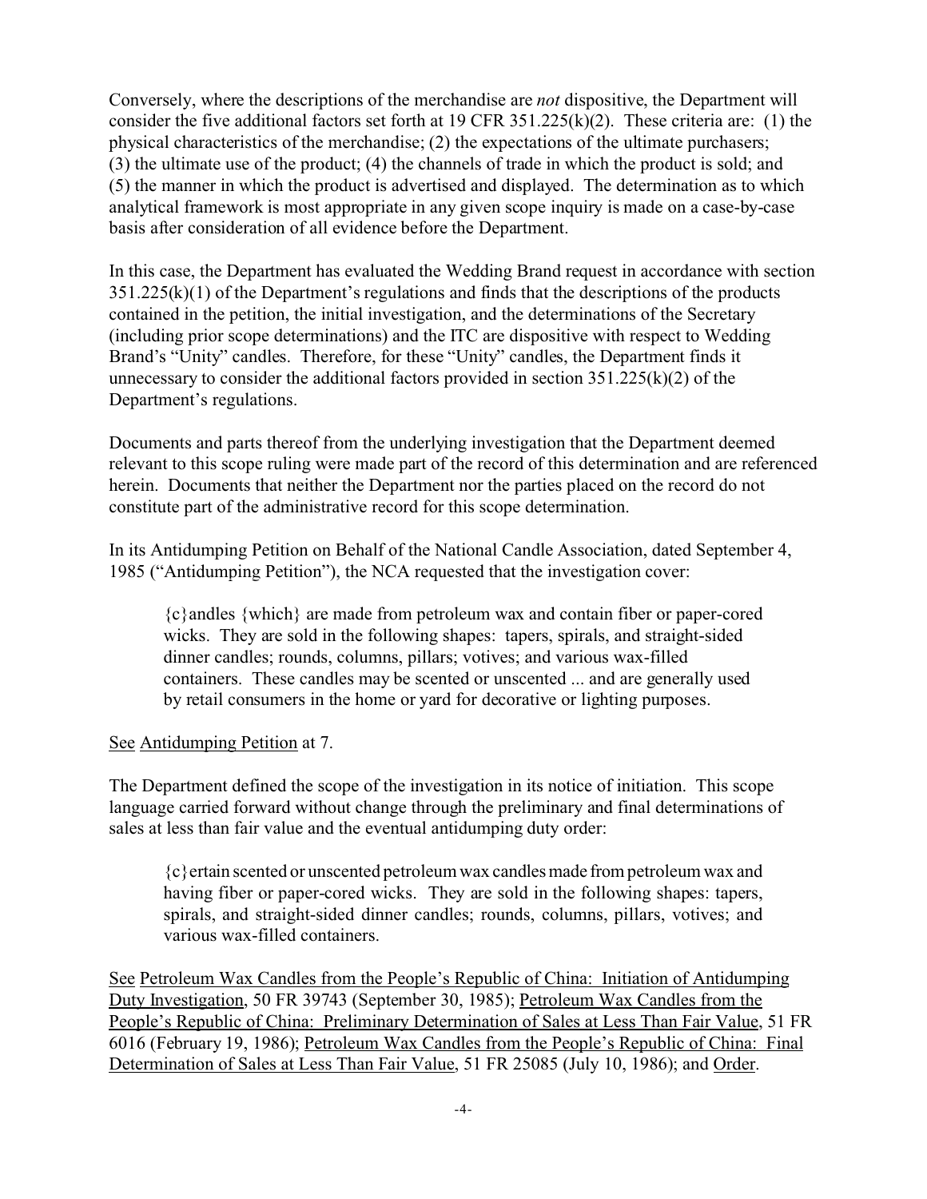Conversely, where the descriptions of the merchandise are *not* dispositive, the Department will consider the five additional factors set forth at 19 CFR 351.225(k)(2). These criteria are: (1) the physical characteristics of the merchandise; (2) the expectations of the ultimate purchasers; (3) the ultimate use of the product; (4) the channels of trade in which the product is sold; and (5) the manner in which the product is advertised and displayed. The determination as to which analytical framework is most appropriate in any given scope inquiry is made on a case-by-case basis after consideration of all evidence before the Department.

In this case, the Department has evaluated the Wedding Brand request in accordance with section 351.225(k)(1) of the Department's regulations and finds that the descriptions of the products contained in the petition, the initial investigation, and the determinations of the Secretary (including prior scope determinations) and the ITC are dispositive with respect to Wedding Brand's "Unity" candles. Therefore, for these "Unity" candles, the Department finds it unnecessary to consider the additional factors provided in section 351.225(k)(2) of the Department's regulations.

Documents and parts thereof from the underlying investigation that the Department deemed relevant to this scope ruling were made part of the record of this determination and are referenced herein. Documents that neither the Department nor the parties placed on the record do not constitute part of the administrative record for this scope determination.

In its Antidumping Petition on Behalf of the National Candle Association, dated September 4, 1985 ("Antidumping Petition"), the NCA requested that the investigation cover:

> {c}andles {which} are made from petroleum wax and contain fiber or paper-cored wicks. They are sold in the following shapes: tapers, spirals, and straight-sided dinner candles; rounds, columns, pillars; votives; and various wax-filled containers. These candles may be scented or unscented ... and are generally used by retail consumers in the home or yard for decorative or lighting purposes.

See Antidumping Petition at 7.

The Department defined the scope of the investigation in its notice of initiation. This scope language carried forward without change through the preliminary and final determinations of sales at less than fair value and the eventual antidumping duty order:

> {c}ertain scented or unscented petroleum wax candles made from petroleum wax and having fiber or paper-cored wicks. They are sold in the following shapes: tapers, spirals, and straight-sided dinner candles; rounds, columns, pillars, votives; and various wax-filled containers.

See Petroleum Wax Candles from the People's Republic of China: Initiation of Antidumping Duty Investigation, 50 FR 39743 (September 30, 1985); Petroleum Wax Candles from the People's Republic of China: Preliminary Determination of Sales at Less Than Fair Value, 51 FR 6016 (February 19, 1986); Petroleum Wax Candles from the People's Republic of China: Final Determination of Sales at Less Than Fair Value, 51 FR 25085 (July 10, 1986); and Order.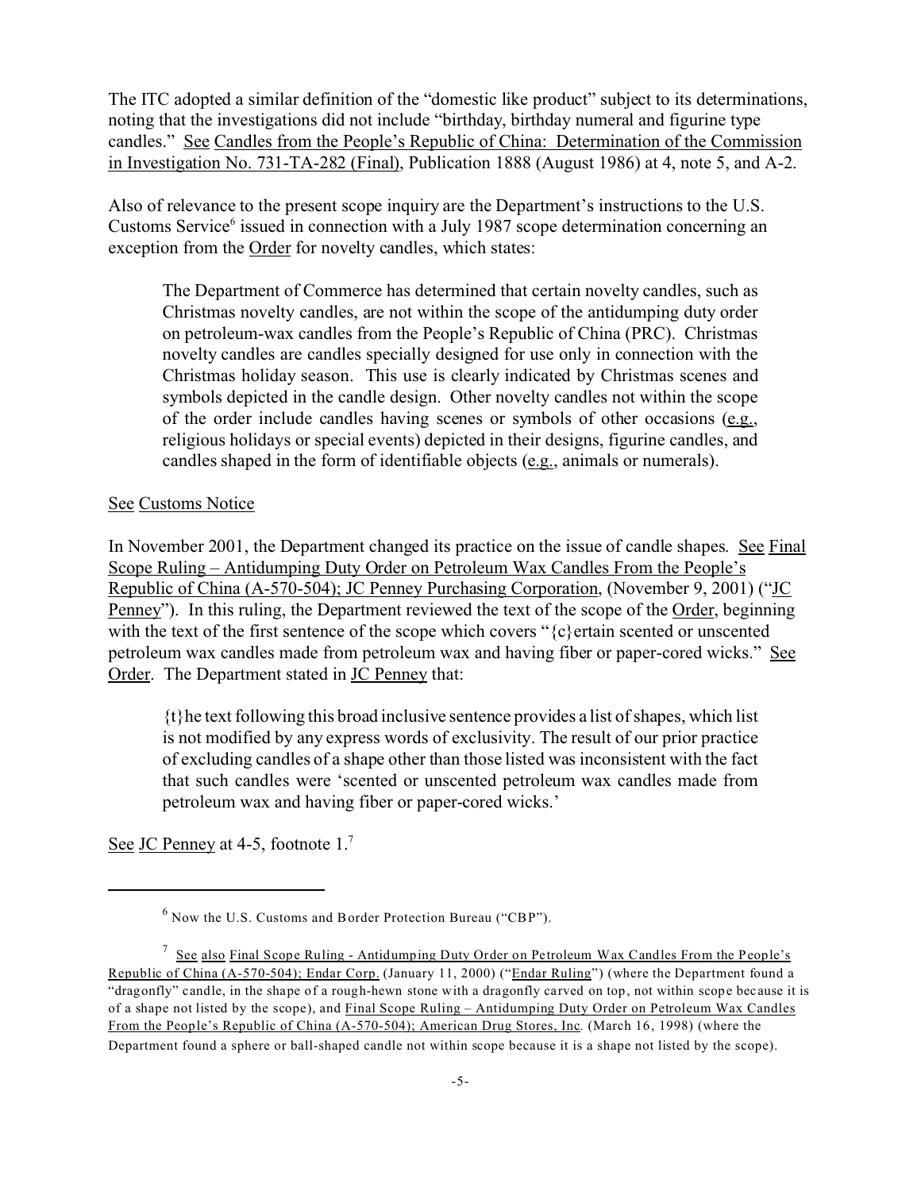The ITC adopted a similar definition of the "domestic like product" subject to its determinations, noting that the investigations did not include "birthday, birthday numeral and figurine type candles." See Candles from the People's Republic of China: Determination of the Commission in Investigation No. 731-TA-282 (Final), Publication 1888 (August 1986) at 4, note 5, and A-2.

Also of relevance to the present scope inquiry are the Department's instructions to the U.S. Customs Service[6] issued in connection with a July 1987 scope determination concerning an exception from the Order for novelty candles, which states:

> The Department of Commerce has determined that certain novelty candles, such as Christmas novelty candles, are not within the scope of the antidumping duty order on petroleum-wax candles from the People's Republic of China (PRC). Christmas novelty candles are candles specially designed for use only in connection with the Christmas holiday season. This use is clearly indicated by Christmas scenes and symbols depicted in the candle design. Other novelty candles not within the scope of the order include candles having scenes or symbols of other occasions (e.g., religious holidays or special events) depicted in their designs, figurine candles, and candles shaped in the form of identifiable objects (e.g., animals or numerals).

See Customs Notice

In November 2001, the Department changed its practice on the issue of candle shapes. See Final Scope Ruling – Antidumping Duty Order on Petroleum Wax Candles From the People's Republic of China (A-570-504); JC Penney Purchasing Corporation, (November 9, 2001) ("JC Penney"). In this ruling, the Department reviewed the text of the scope of the Order, beginning with the text of the first sentence of the scope which covers "{c}ertain scented or unscented petroleum wax candles made from petroleum wax and having fiber or paper-cored wicks." See Order. The Department stated in JC Penney that:

> {t}he text following this broad inclusive sentence provides a list of shapes, which list is not modified by any express words of exclusivity. The result of our prior practice of excluding candles of a shape other than those listed was inconsistent with the fact that such candles were 'scented or unscented petroleum wax candles made from petroleum wax and having fiber or paper-cored wicks.'

See JC Penney at 4-5, footnote 1.[7]

---

[6] Now the U.S. Customs and Border Protection Bureau ("CBP").

[7] See also Final Scope Ruling - Antidumping Duty Order on Petroleum Wax Candles From the People's Republic of China (A-570-504); Endar Corp. (January 11, 2000) ("Endar Ruling") (where the Department found a "dragonfly" candle, in the shape of a rough-hewn stone with a dragonfly carved on top, not within scope because it is of a shape not listed by the scope), and Final Scope Ruling – Antidumping Duty Order on Petroleum Wax Candles From the People's Republic of China (A-570-504); American Drug Stores, Inc. (March 16, 1998) (where the Department found a sphere or ball-shaped candle not within scope because it is a shape not listed by the scope).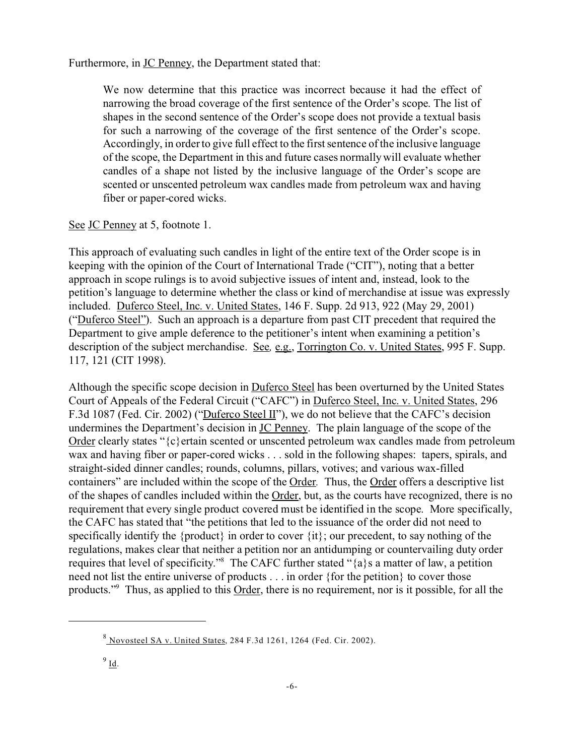Furthermore, in JC Penney, the Department stated that:

> We now determine that this practice was incorrect because it had the effect of narrowing the broad coverage of the first sentence of the Order's scope. The list of shapes in the second sentence of the Order's scope does not provide a textual basis for such a narrowing of the coverage of the first sentence of the Order's scope. Accordingly, in order to give full effect to the first sentence of the inclusive language of the scope, the Department in this and future cases normally will evaluate whether candles of a shape not listed by the inclusive language of the Order's scope are scented or unscented petroleum wax candles made from petroleum wax and having fiber or paper-cored wicks.

See JC Penney at 5, footnote 1.

This approach of evaluating such candles in light of the entire text of the Order scope is in keeping with the opinion of the Court of International Trade ("CIT"), noting that a better approach in scope rulings is to avoid subjective issues of intent and, instead, look to the petition's language to determine whether the class or kind of merchandise at issue was expressly included. Duferco Steel, Inc. v. United States, 146 F. Supp. 2d 913, 922 (May 29, 2001) ("Duferco Steel"). Such an approach is a departure from past CIT precedent that required the Department to give ample deference to the petitioner's intent when examining a petition's description of the subject merchandise. See, e.g., Torrington Co. v. United States, 995 F. Supp. 117, 121 (CIT 1998).

Although the specific scope decision in Duferco Steel has been overturned by the United States Court of Appeals of the Federal Circuit ("CAFC") in Duferco Steel, Inc. v. United States, 296 F.3d 1087 (Fed. Cir. 2002) ("Duferco Steel II"), we do not believe that the CAFC's decision undermines the Department's decision in JC Penney. The plain language of the scope of the Order clearly states "{c}ertain scented or unscented petroleum wax candles made from petroleum wax and having fiber or paper-cored wicks . . . sold in the following shapes: tapers, spirals, and straight-sided dinner candles; rounds, columns, pillars, votives; and various wax-filled containers" are included within the scope of the Order. Thus, the Order offers a descriptive list of the shapes of candles included within the Order, but, as the courts have recognized, there is no requirement that every single product covered must be identified in the scope. More specifically, the CAFC has stated that "the petitions that led to the issuance of the order did not need to specifically identify the {product} in order to cover {it}; our precedent, to say nothing of the regulations, makes clear that neither a petition nor an antidumping or countervailing duty order requires that level of specificity."[8] The CAFC further stated "{a}s a matter of law, a petition need not list the entire universe of products . . . in order {for the petition} to cover those products."[9] Thus, as applied to this Order, there is no requirement, nor is it possible, for all the

---

[8] Novosteel SA v. United States, 284 F.3d 1261, 1264 (Fed. Cir. 2002).

[9] Id.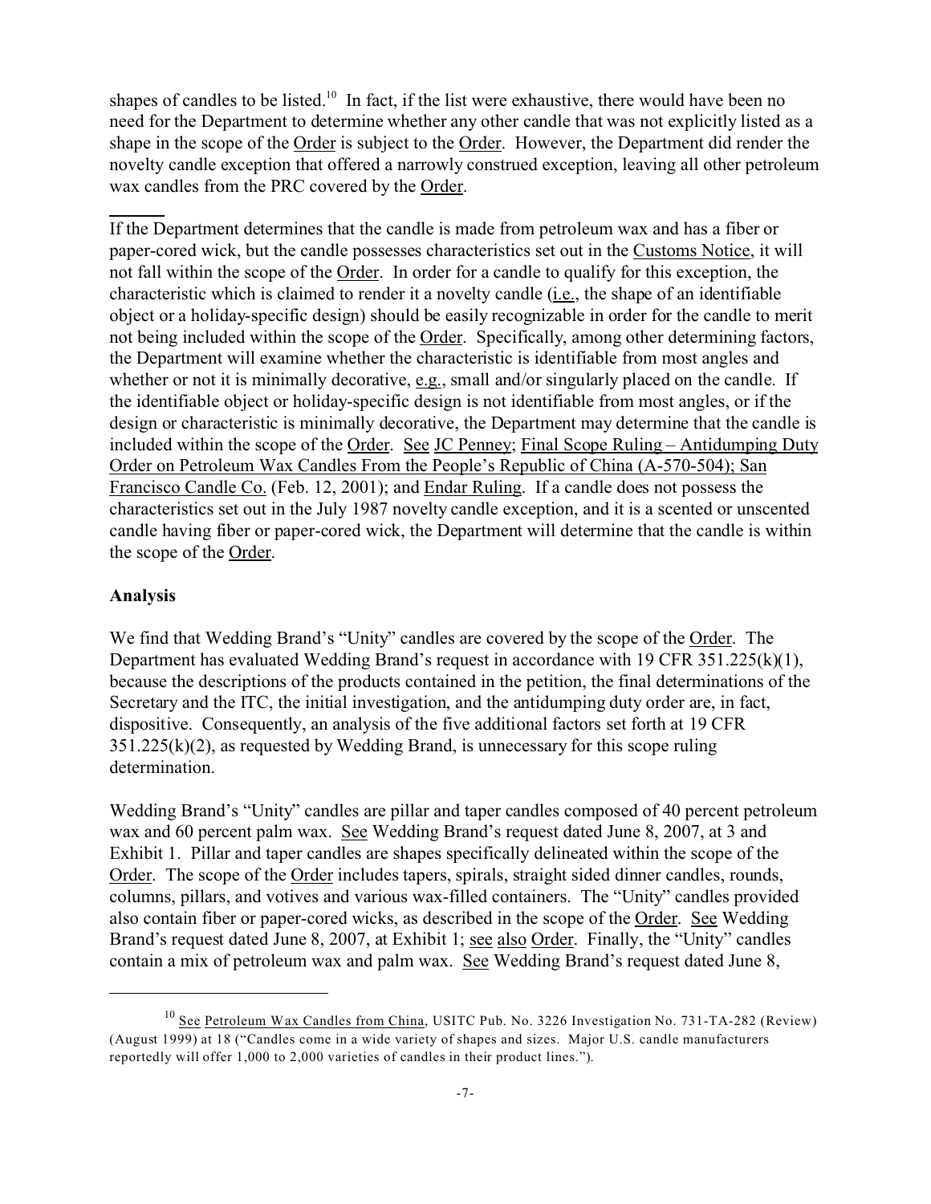shapes of candles to be listed.[10] In fact, if the list were exhaustive, there would have been no need for the Department to determine whether any other candle that was not explicitly listed as a shape in the scope of the Order is subject to the Order. However, the Department did render the novelty candle exception that offered a narrowly construed exception, leaving all other petroleum wax candles from the PRC covered by the Order.

If the Department determines that the candle is made from petroleum wax and has a fiber or paper-cored wick, but the candle possesses characteristics set out in the Customs Notice, it will not fall within the scope of the Order. In order for a candle to qualify for this exception, the characteristic which is claimed to render it a novelty candle (i.e., the shape of an identifiable object or a holiday-specific design) should be easily recognizable in order for the candle to merit not being included within the scope of the Order. Specifically, among other determining factors, the Department will examine whether the characteristic is identifiable from most angles and whether or not it is minimally decorative, e.g., small and/or singularly placed on the candle. If the identifiable object or holiday-specific design is not identifiable from most angles, or if the design or characteristic is minimally decorative, the Department may determine that the candle is included within the scope of the Order. See JC Penney; Final Scope Ruling – Antidumping Duty Order on Petroleum Wax Candles From the People's Republic of China (A-570-504); San Francisco Candle Co. (Feb. 12, 2001); and Endar Ruling. If a candle does not possess the characteristics set out in the July 1987 novelty candle exception, and it is a scented or unscented candle having fiber or paper-cored wick, the Department will determine that the candle is within the scope of the Order.

**Analysis**

We find that Wedding Brand's "Unity" candles are covered by the scope of the Order. The Department has evaluated Wedding Brand's request in accordance with 19 CFR 351.225(k)(1), because the descriptions of the products contained in the petition, the final determinations of the Secretary and the ITC, the initial investigation, and the antidumping duty order are, in fact, dispositive. Consequently, an analysis of the five additional factors set forth at 19 CFR 351.225(k)(2), as requested by Wedding Brand, is unnecessary for this scope ruling determination.

Wedding Brand's "Unity" candles are pillar and taper candles composed of 40 percent petroleum wax and 60 percent palm wax. See Wedding Brand's request dated June 8, 2007, at 3 and Exhibit 1. Pillar and taper candles are shapes specifically delineated within the scope of the Order. The scope of the Order includes tapers, spirals, straight sided dinner candles, rounds, columns, pillars, and votives and various wax-filled containers. The "Unity" candles provided also contain fiber or paper-cored wicks, as described in the scope of the Order. See Wedding Brand's request dated June 8, 2007, at Exhibit 1; see also Order. Finally, the "Unity" candles contain a mix of petroleum wax and palm wax. See Wedding Brand's request dated June 8,

---

[10] See Petroleum Wax Candles from China, USITC Pub. No. 3226 Investigation No. 731-TA-282 (Review) (August 1999) at 18 ("Candles come in a wide variety of shapes and sizes. Major U.S. candle manufacturers reportedly will offer 1,000 to 2,000 varieties of candles in their product lines.").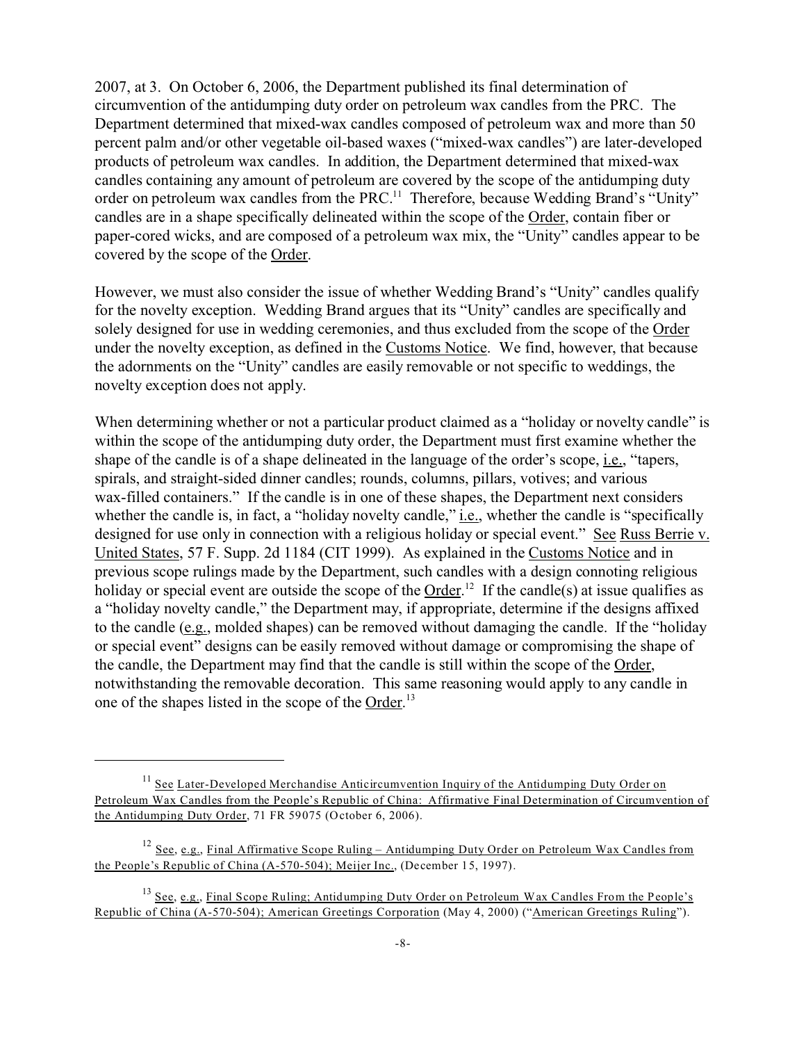2007, at 3. On October 6, 2006, the Department published its final determination of circumvention of the antidumping duty order on petroleum wax candles from the PRC. The Department determined that mixed-wax candles composed of petroleum wax and more than 50 percent palm and/or other vegetable oil-based waxes ("mixed-wax candles") are later-developed products of petroleum wax candles. In addition, the Department determined that mixed-wax candles containing any amount of petroleum are covered by the scope of the antidumping duty order on petroleum wax candles from the PRC.[11] Therefore, because Wedding Brand's "Unity" candles are in a shape specifically delineated within the scope of the Order, contain fiber or paper-cored wicks, and are composed of a petroleum wax mix, the "Unity" candles appear to be covered by the scope of the Order.

However, we must also consider the issue of whether Wedding Brand's "Unity" candles qualify for the novelty exception. Wedding Brand argues that its "Unity" candles are specifically and solely designed for use in wedding ceremonies, and thus excluded from the scope of the Order under the novelty exception, as defined in the Customs Notice. We find, however, that because the adornments on the "Unity" candles are easily removable or not specific to weddings, the novelty exception does not apply.

When determining whether or not a particular product claimed as a "holiday or novelty candle" is within the scope of the antidumping duty order, the Department must first examine whether the shape of the candle is of a shape delineated in the language of the order's scope, i.e., "tapers, spirals, and straight-sided dinner candles; rounds, columns, pillars, votives; and various wax-filled containers." If the candle is in one of these shapes, the Department next considers whether the candle is, in fact, a "holiday novelty candle," i.e., whether the candle is "specifically designed for use only in connection with a religious holiday or special event." See Russ Berrie v. United States, 57 F. Supp. 2d 1184 (CIT 1999). As explained in the Customs Notice and in previous scope rulings made by the Department, such candles with a design connoting religious holiday or special event are outside the scope of the Order.[12] If the candle(s) at issue qualifies as a "holiday novelty candle," the Department may, if appropriate, determine if the designs affixed to the candle (e.g., molded shapes) can be removed without damaging the candle. If the "holiday or special event" designs can be easily removed without damage or compromising the shape of the candle, the Department may find that the candle is still within the scope of the Order, notwithstanding the removable decoration. This same reasoning would apply to any candle in one of the shapes listed in the scope of the Order.[13]

---

[11] See Later-Developed Merchandise Anticircumvention Inquiry of the Antidumping Duty Order on Petroleum Wax Candles from the People's Republic of China: Affirmative Final Determination of Circumvention of the Antidumping Duty Order, 71 FR 59075 (October 6, 2006).

[12] See, e.g., Final Affirmative Scope Ruling – Antidumping Duty Order on Petroleum Wax Candles from the People's Republic of China (A-570-504); Meijer Inc., (December 15, 1997).

[13] See, e.g., Final Scope Ruling; Antidumping Duty Order on Petroleum Wax Candles From the People's Republic of China (A-570-504); American Greetings Corporation (May 4, 2000) ("American Greetings Ruling").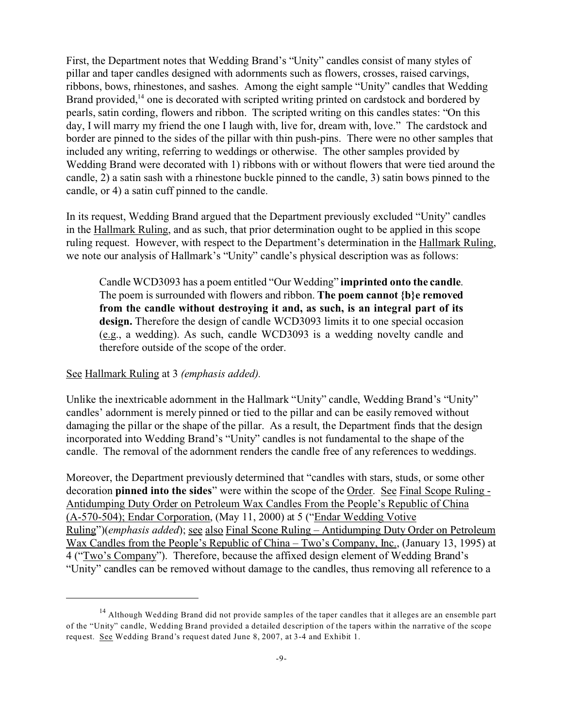First, the Department notes that Wedding Brand's "Unity" candles consist of many styles of pillar and taper candles designed with adornments such as flowers, crosses, raised carvings, ribbons, bows, rhinestones, and sashes. Among the eight sample "Unity" candles that Wedding Brand provided,[14] one is decorated with scripted writing printed on cardstock and bordered by pearls, satin cording, flowers and ribbon. The scripted writing on this candles states: "On this day, I will marry my friend the one I laugh with, live for, dream with, love." The cardstock and border are pinned to the sides of the pillar with thin push-pins. There were no other samples that included any writing, referring to weddings or otherwise. The other samples provided by Wedding Brand were decorated with 1) ribbons with or without flowers that were tied around the candle, 2) a satin sash with a rhinestone buckle pinned to the candle, 3) satin bows pinned to the candle, or 4) a satin cuff pinned to the candle.

In its request, Wedding Brand argued that the Department previously excluded "Unity" candles in the Hallmark Ruling, and as such, that prior determination ought to be applied in this scope ruling request. However, with respect to the Department's determination in the Hallmark Ruling, we note our analysis of Hallmark's "Unity" candle's physical description was as follows:

> Candle WCD3093 has a poem entitled "Our Wedding" **imprinted onto the candle**. The poem is surrounded with flowers and ribbon. **The poem cannot {b}e removed from the candle without destroying it and, as such, is an integral part of its design.** Therefore the design of candle WCD3093 limits it to one special occasion (e.g., a wedding). As such, candle WCD3093 is a wedding novelty candle and therefore outside of the scope of the order.

See Hallmark Ruling at 3 *(emphasis added).*

Unlike the inextricable adornment in the Hallmark "Unity" candle, Wedding Brand's "Unity" candles' adornment is merely pinned or tied to the pillar and can be easily removed without damaging the pillar or the shape of the pillar. As a result, the Department finds that the design incorporated into Wedding Brand's "Unity" candles is not fundamental to the shape of the candle. The removal of the adornment renders the candle free of any references to weddings.

Moreover, the Department previously determined that "candles with stars, studs, or some other decoration **pinned into the sides**" were within the scope of the Order. See Final Scope Ruling - Antidumping Duty Order on Petroleum Wax Candles From the People's Republic of China (A-570-504); Endar Corporation, (May 11, 2000) at 5 ("Endar Wedding Votive Ruling")(*emphasis added*); see also Final Scone Ruling – Antidumping Duty Order on Petroleum Wax Candles from the People's Republic of China – Two's Company, Inc., (January 13, 1995) at 4 ("Two's Company"). Therefore, because the affixed design element of Wedding Brand's "Unity" candles can be removed without damage to the candles, thus removing all reference to a

---

[14] Although Wedding Brand did not provide samples of the taper candles that it alleges are an ensemble part of the "Unity" candle, Wedding Brand provided a detailed description of the tapers within the narrative of the scope request. See Wedding Brand's request dated June 8, 2007, at 3-4 and Exhibit 1.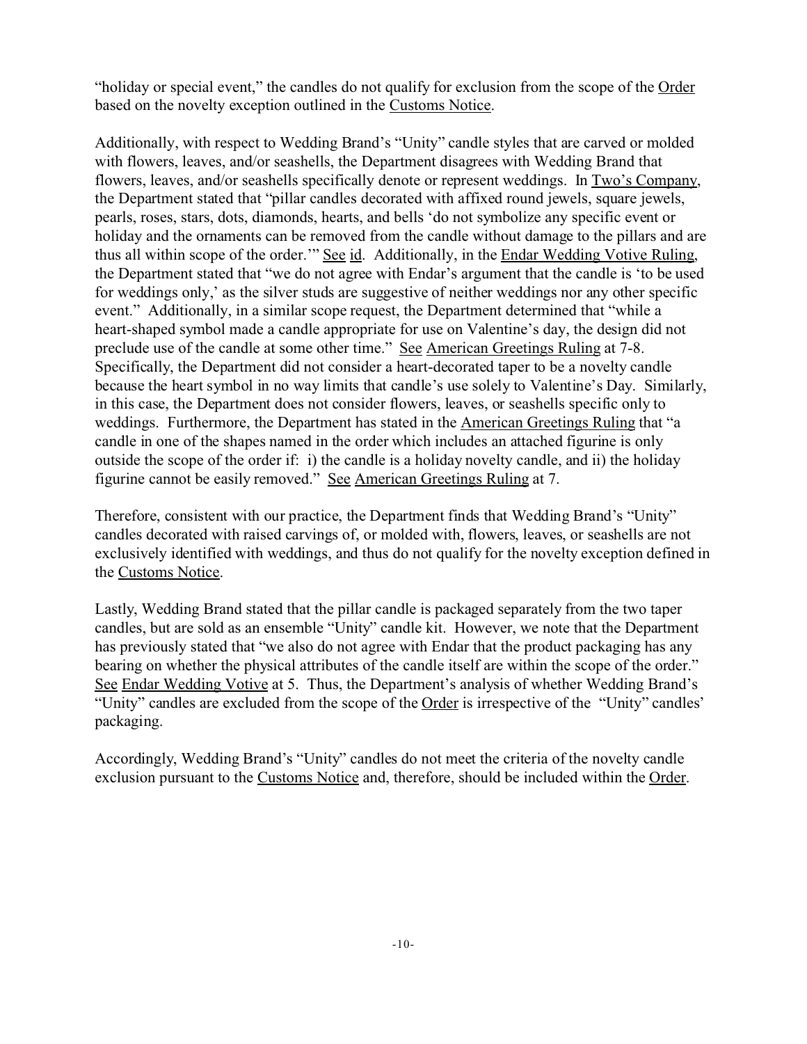"holiday or special event," the candles do not qualify for exclusion from the scope of the Order based on the novelty exception outlined in the Customs Notice.

Additionally, with respect to Wedding Brand's "Unity" candle styles that are carved or molded with flowers, leaves, and/or seashells, the Department disagrees with Wedding Brand that flowers, leaves, and/or seashells specifically denote or represent weddings. In Two's Company, the Department stated that "pillar candles decorated with affixed round jewels, square jewels, pearls, roses, stars, dots, diamonds, hearts, and bells 'do not symbolize any specific event or holiday and the ornaments can be removed from the candle without damage to the pillars and are thus all within scope of the order.'" See id. Additionally, in the Endar Wedding Votive Ruling, the Department stated that "we do not agree with Endar's argument that the candle is 'to be used for weddings only,' as the silver studs are suggestive of neither weddings nor any other specific event." Additionally, in a similar scope request, the Department determined that "while a heart-shaped symbol made a candle appropriate for use on Valentine's day, the design did not preclude use of the candle at some other time." See American Greetings Ruling at 7-8. Specifically, the Department did not consider a heart-decorated taper to be a novelty candle because the heart symbol in no way limits that candle's use solely to Valentine's Day. Similarly, in this case, the Department does not consider flowers, leaves, or seashells specific only to weddings. Furthermore, the Department has stated in the American Greetings Ruling that "a candle in one of the shapes named in the order which includes an attached figurine is only outside the scope of the order if: i) the candle is a holiday novelty candle, and ii) the holiday figurine cannot be easily removed." See American Greetings Ruling at 7.

Therefore, consistent with our practice, the Department finds that Wedding Brand's "Unity" candles decorated with raised carvings of, or molded with, flowers, leaves, or seashells are not exclusively identified with weddings, and thus do not qualify for the novelty exception defined in the Customs Notice.

Lastly, Wedding Brand stated that the pillar candle is packaged separately from the two taper candles, but are sold as an ensemble "Unity" candle kit. However, we note that the Department has previously stated that "we also do not agree with Endar that the product packaging has any bearing on whether the physical attributes of the candle itself are within the scope of the order." See Endar Wedding Votive at 5. Thus, the Department's analysis of whether Wedding Brand's "Unity" candles are excluded from the scope of the Order is irrespective of the "Unity" candles' packaging.

Accordingly, Wedding Brand's "Unity" candles do not meet the criteria of the novelty candle exclusion pursuant to the Customs Notice and, therefore, should be included within the Order.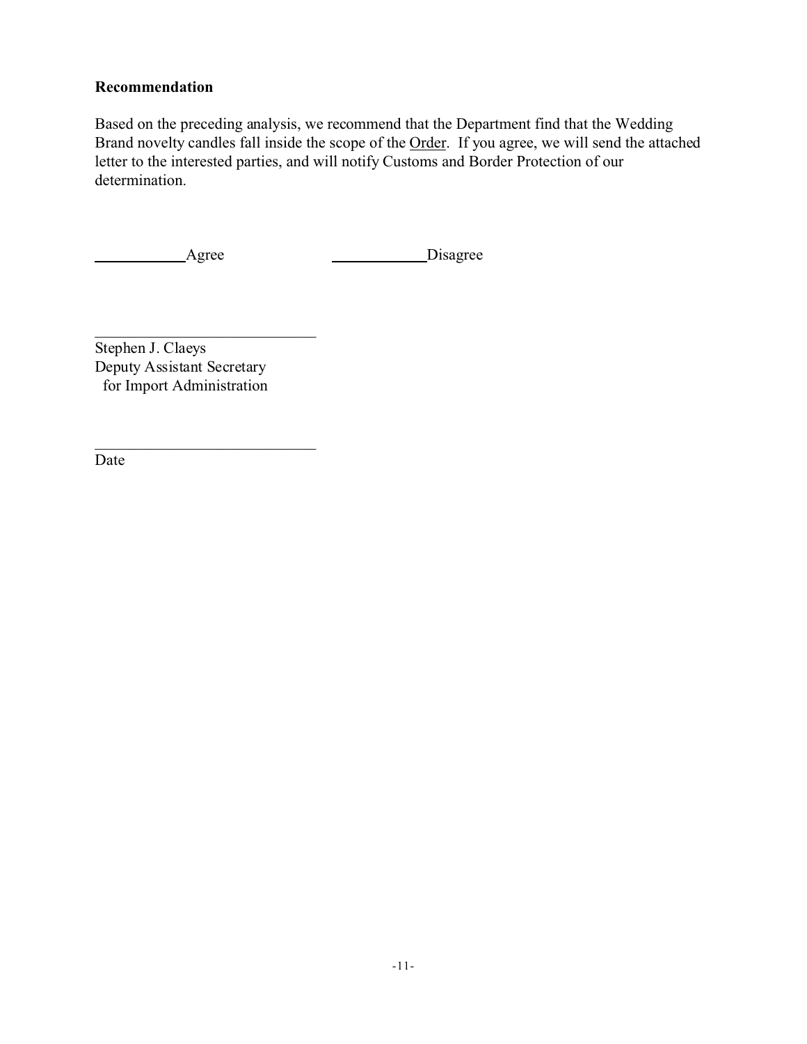**Recommendation**

Based on the preceding analysis, we recommend that the Department find that the Wedding Brand novelty candles fall inside the scope of the Order. If you agree, we will send the attached letter to the interested parties, and will notify Customs and Border Protection of our determination.

\_\_\_\_\_\_\_\_\_\_\_\_ Agree        \_\_\_\_\_\_\_\_\_\_\_\_ Disagree

\_\_\_\_\_\_\_\_\_\_\_\_\_\_\_\_\_\_\_\_\_\_\_\_\_\_\_\_\_\_

Stephen J. Claeys
Deputy Assistant Secretary
for Import Administration

\_\_\_\_\_\_\_\_\_\_\_\_\_\_\_\_\_\_\_\_\_\_\_\_\_\_\_\_\_\_

Date